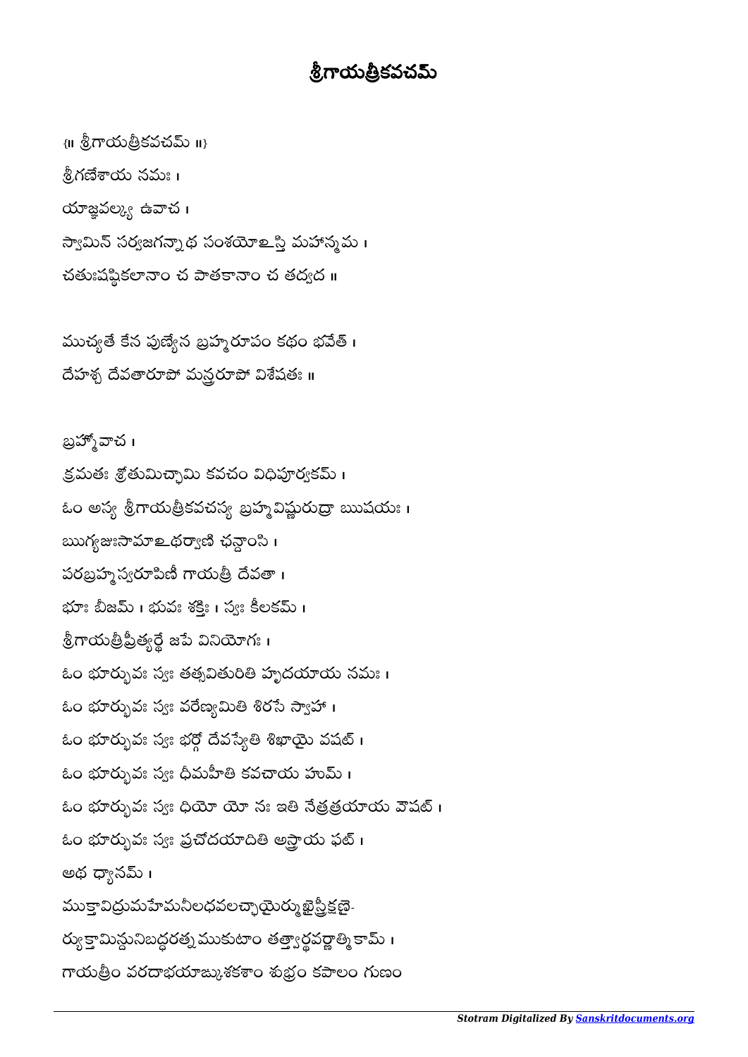# శ్రీగాయత్రీకవచమ్

{॥ శ్రీగాయత్రీకవచమ్ ॥}

శ్రీగణేశాయ నమః ।

యాజ్ఞవల్క్య ఉవాచ ।

స్వామిన్ సర్వజగన్నాథ సంశయోఽస్తి మహాన్మమ ।

చతుఃషష్టికలానాం చ పాతకానాం చ తద్వద ॥

ముచ్యతే కేన పుణ్యేన బ్రహ్మరూపం కథం భవేత్ ।

దేహశ్చ దేవతారూపో మన్త్రరూపో విశేషతః ॥

బ్రహ్మోవాచ ।

క్రమతః శ్రోతుమిచ్ఛామి కవచం విధిపూర్వకమ్ ।

ఓం అస్య శ్రీగాయత్రీకవచస్య బ్రహ్మవిష్ణురుద్రా ఋషయః ।

ఋగ్యజుఃసామాఽథర్వాణి ఛన్దాంసి ।

పరబ్రహ్మస్వరూపిణీ గాయత్రీ దేవతా ।

భూః బీజమ్ । భువః శక్తిః । స్వః కీలకమ్ ।

శ్రీగాయత్రీప్రీత్యర్థే జపే వినియోగః ।

ఓం భూర్భువః స్వః తత్సవితురితి హృదయాయ నమః ।

ఓం భూర్భువః స్వః వరేణ్యమితి శిరసే స్వాహా ।

ఓం భూర్భువః స్వః భర్గో దేవస్యేతి శిఖాయై వషట్ ।

ఓం భూర్భువః స్వః ధీమహీతి కవచాయ హుమ్ ।

ఓం భూర్భువః స్వః ధియో యో నః ఇతి నేత్రత్రయాయ వౌషట్ ।

ఓం భూర్భువః స్వః ప్రచోదయాదితి అస్త్రాయ ఫట్ ।

అథ ధ్యానమ్ ।

ముక్తావిద్రుమహేమనీలధవలచ్ఛాయైర్ముఖైస్త్రీక్షణై-

ర్యుక్తామిన్దునిబద్ధరత్నముకుటాం తత్త్వార్థవర్ణాత్మికామ్ ।

గాయత్రీం వరదాభయాఙ్కుశకశాం శుభ్రం కపాలం గుణం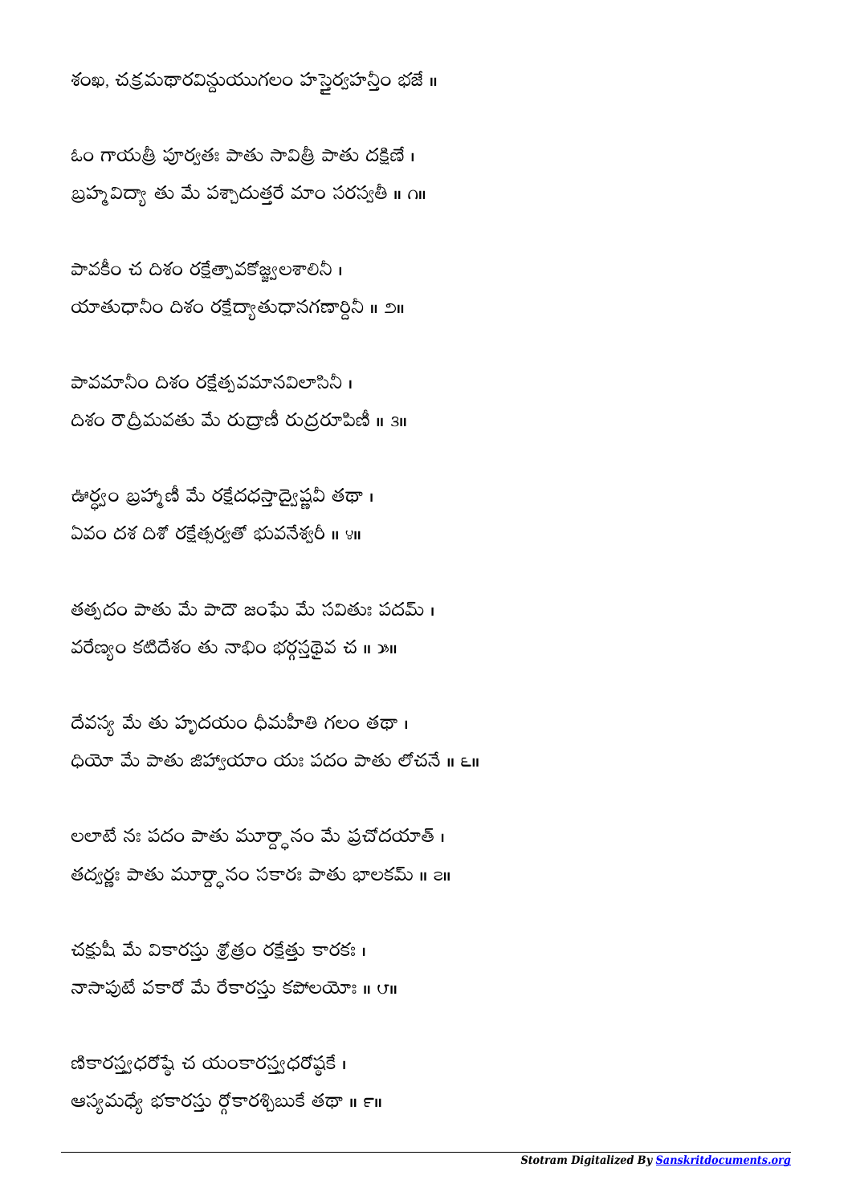శంఖ, చక్రమథారవిన్దయుగలం హస్తైర్వహన్తీం భజే ॥

ఓం గాయత్రీ పూర్వతః పాతు సావిత్రీ పాతు దక్షిణే ।
బ్రహ్మవిద్యా తు మే పశ్చాదుత్తరే మాం సరస్వతీ ॥ ౧॥

పావకీం చ దిశం రక్షేత్పావకోజ్జ్వలశాలినీ ।
యాతుధానీం దిశం రక్షేద్యాతుధానగణార్దినీ ॥ ౨॥

పావమానీం దిశం రక్షేత్పవమానవిలాసినీ ।
దిశం రౌద్రీమవతు మే రుద్రాణీ రుద్రరూపిణీ ॥ ౩॥

ఊర్ధ్వం బ్రహ్మాణీ మే రక్షేదధస్తాద్వైష్ణవీ తథా ।
ఏవం దశ దిశో రక్షేత్సర్వతో భువనేశ్వరీ ॥ ౪॥

తత్పదం పాతు మే పాదౌ జంఘే మే సవితుః పదమ్ ।
వరేణ్యం కటిదేశం తు నాభిం భర్గస్తథైవ చ ॥ ౫॥

దేవస్య మే తు హృదయం ధీమహీతి గలం తథా ।
ధియో మే పాతు జిహ్వాయాం యః పదం పాతు లోచనే ॥ ౬॥

లలాటే నః పదం పాతు మూర్ధానం మే ప్రచోదయాత్ ।
తద్వర్ణః పాతు మూర్ధానం సకారః పాతు భాలకమ్ ॥ ౭॥

చక్షుషీ మే వికారస్తు శ్రోత్రం రక్షేత్తు కారకః ।
నాసాపుటే వకారో మే రేకారస్తు కపోలయోః ॥ ౮॥

ణికారస్త్వధరోష్ఠే చ యంకారస్త్వధరోష్ఠకే ।
ఆస్యమధ్యే భకారస్తు ర్గోకారశ్చిబుకే తథా ॥ ౯॥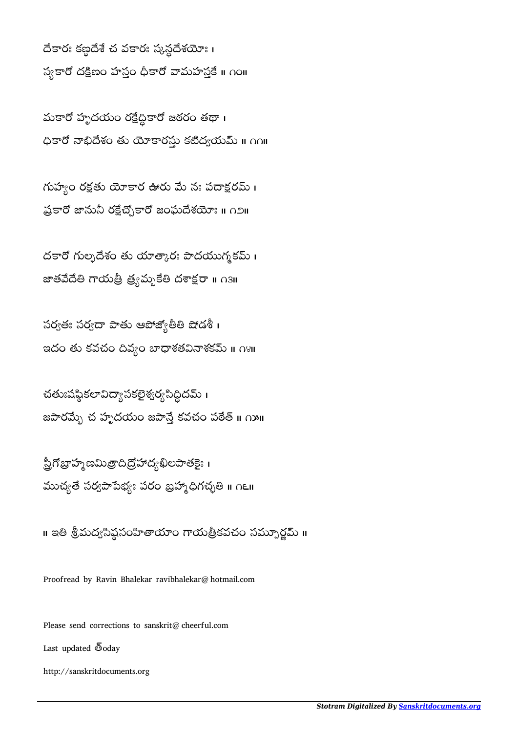దేకారః కణ్ఠదేశే చ వకారః స్కన్ధదేశయోః ।
స్యకారో దక్షిణం హస్తం ధీకారో వామహస్తకే ॥ ౧౦॥

మకారో హృదయం రక్షేద్ధికారో జఠరం తథా ।
ధికారో నాభిదేశం తు యోకారస్తు కటిద్వయమ్ ॥ ౧౧॥

గుహ్యం రక్షతు యోకార ఊరు మే నః పదాక్షరమ్ ।
ప్రకారో జానునీ రక్షేచ్చోకారో జంఘదేశయోః ॥ ౧౨॥

దకారో గుల్ఫదేశం తు యాత్కారః పాదయుగ్మకమ్ ।
జాతవేదేతి గాయత్రీ త్ర్యమ్బకేతి దశాక్షరా ॥ ౧౩॥

సర్వతః సర్వదా పాతు ఆపోజ్యోతీతి షోడశీ ।
ఇదం తు కవచం దివ్యం బాధాశతవినాశకమ్ ॥ ౧౪॥

చతుఃషష్టికలావిద్యాసకలైశ్వర్యసిద్ధిదమ్ ।
జపారమ్భే చ హృదయం జపాన్తే కవచం పఠేత్ ॥ ౧౫॥

స్త్రీగోబ్రాహ్మణమిత్రాదిద్రోహాద్యఖిలపాతకైః ।
ముచ్యతే సర్వపాపేభ్యః పరం బ్రహ్మాధిగచ్ఛతి ॥ ౧౬॥

॥ ఇతి శ్రీమద్వసిష్ఠసంహితాయాం గాయత్రీకవచం సమ్పూర్ణమ్ ॥

Proofread by Ravin Bhalekar ravibhalekar@hotmail.com

Please send corrections to sanskrit@cheerful.com

Last updated తoday

http://sanskritdocuments.org

*Stotram Digitalized By Sanskritdocuments.org*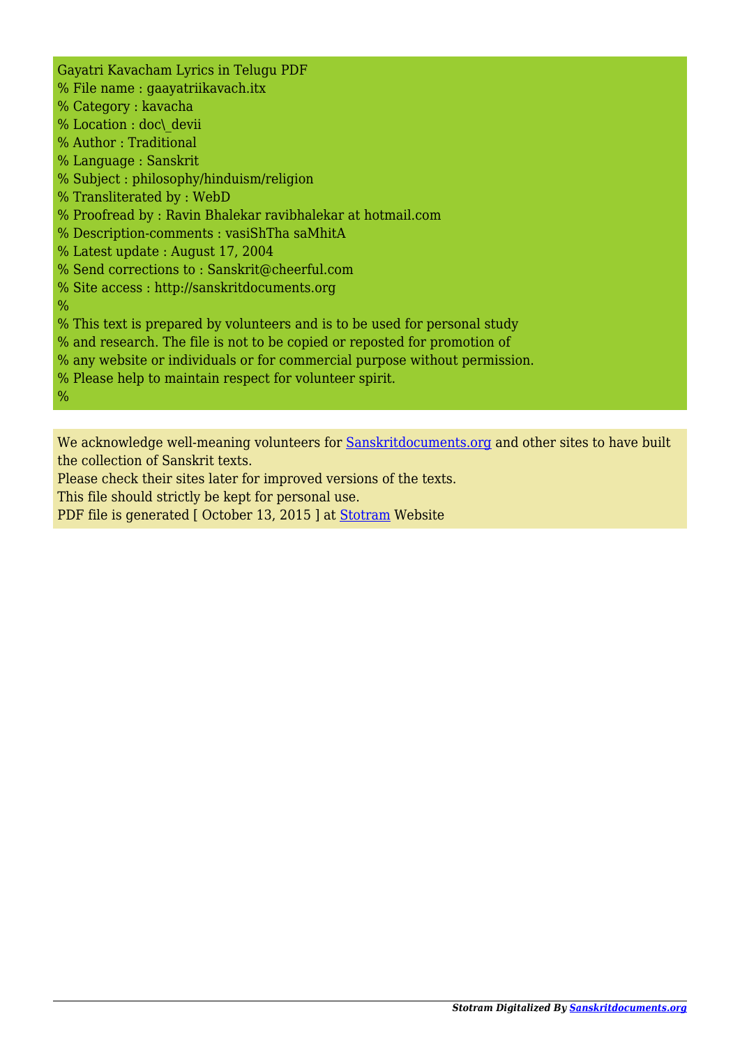Gayatri Kavacham Lyrics in Telugu PDF
% File name : gaayatriikavach.itx
% Category : kavacha
% Location : doc\_devii
% Author : Traditional
% Language : Sanskrit
% Subject : philosophy/hinduism/religion
% Transliterated by : WebD
% Proofread by : Ravin Bhalekar ravibhalekar at hotmail.com
% Description-comments : vasiShTha saMhitA
% Latest update : August 17, 2004
% Send corrections to : Sanskrit@cheerful.com
% Site access : http://sanskritdocuments.org
%
% This text is prepared by volunteers and is to be used for personal study
% and research. The file is not to be copied or reposted for promotion of
% any website or individuals or for commercial purpose without permission.
% Please help to maintain respect for volunteer spirit.
%

We acknowledge well-meaning volunteers for Sanskritdocuments.org and other sites to have built the collection of Sanskrit texts.
Please check their sites later for improved versions of the texts.
This file should strictly be kept for personal use.
PDF file is generated [ October 13, 2015 ] at Stotram Website